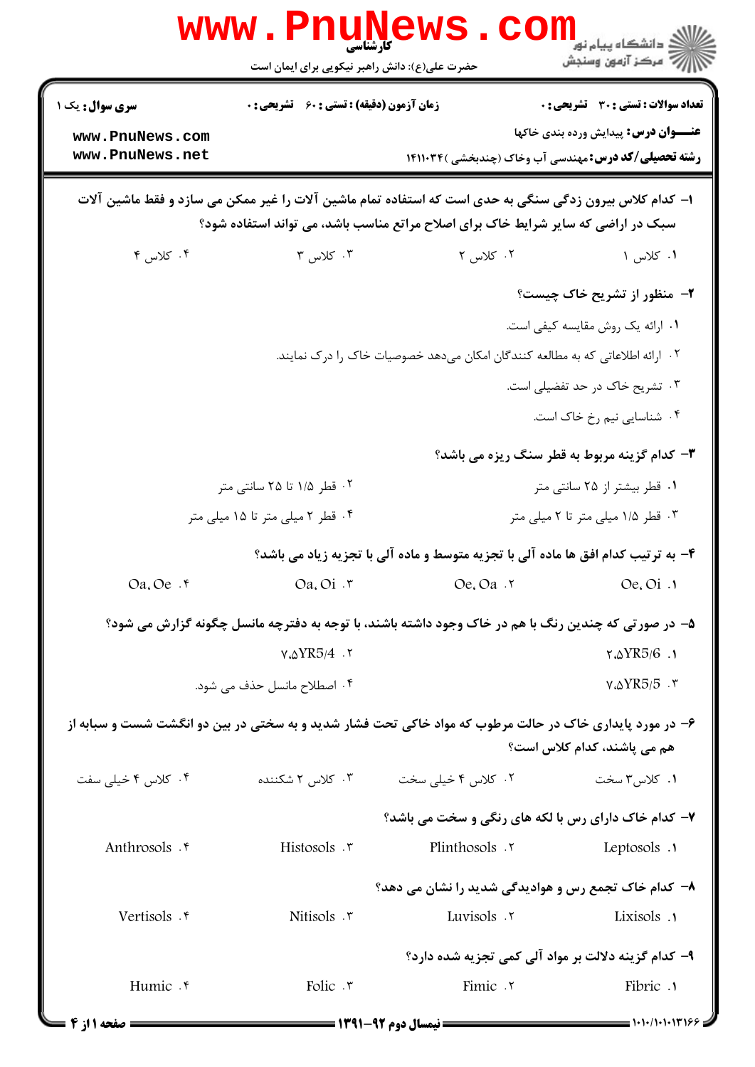کارشناسی

حضرت علی(ع): دانش راهبر نیکویی برای ایمان است

**سری سوال:** یک ۱

**زمان آزمون (دقیقه) : تستی : ۶۰ تشریحی : ۰**

**تعداد سوالات : تستی : ۳۰ تشریحی : ۰**

**عنـــوان درس:** پیدایش ورده بندی خاکها

**رشته تحصیلی/کد درس:** مهندسی آب وخاک (چندبخشی )۱۴۱۱۰۳۴

۱– کدام کلاس بیرون زدگی سنگی به حدی است که استفاده تمام ماشین آلات را غیر ممکن می سازد و فقط ماشین آلات سبک در اراضی که سایر شرایط خاک برای اصلاح مراتع مناسب باشد، می تواند استفاده شود؟

۱. کلاس ۱
۲. کلاس ۲
۳. کلاس ۳
۴. کلاس ۴

۲– منظور از تشریح خاک چیست؟

۱. ارائه یک روش مقایسه کیفی است.
۲. ارائه اطلاعاتی که به مطالعه کنندگان امکان می‌دهد خصوصیات خاک را درک نمایند.
۳. تشریح خاک در حد تفضیلی است.
۴. شناسایی نیم رخ خاک است.

۳– کدام گزینه مربوط به قطر سنگ ریزه می باشد؟

۱. قطر بیشتر از ۲۵ سانتی متر
۲. قطر ۱/۵ تا ۲۵ سانتی متر
۳. قطر ۱/۵ میلی متر تا ۲ میلی متر
۴. قطر ۲ میلی متر تا ۱۵ میلی متر

۴– به ترتیب کدام افق ها ماده آلی با تجزیه متوسط و ماده آلی با تجزیه زیاد می باشد؟

۱. Oe, Oi
۲. Oe, Oa
۳. Oa, Oi
۴. Oa, Oe

۵– در صورتی که چندین رنگ با هم در خاک وجود داشته باشند، با توجه به دفترچه مانسل چگونه گزارش می شود؟

۱. ۲.۵YR5/6
۲. ۷.۵YR5/4
۳. ۷.۵YR5/5
۴. اصطلاح مانسل حذف می شود.

۶– در مورد پایداری خاک در حالت مرطوب که مواد خاکی تحت فشار شدید و به سختی در بین دو انگشت شست و سبابه از هم می پاشند، کدام کلاس است؟

۱. کلاس۳ سخت
۲. کلاس ۴ خیلی سخت
۳. کلاس ۲ شکننده
۴. کلاس ۴ خیلی سفت

۷– کدام خاک دارای رس با لکه های رنگی و سخت می باشد؟

۱. Leptosols
۲. Plinthosols
۳. Histosols
۴. Anthrosols

۸– کدام خاک تجمع رس و هوادیدگی شدید را نشان می دهد؟

۱. Lixisols
۲. Luvisols
۳. Nitisols
۴. Vertisols

۹– کدام گزینه دلالت بر مواد آلی کمی تجزیه شده دارد؟

۱. Fibric
۲. Fimic
۳. Folic
۴. Humic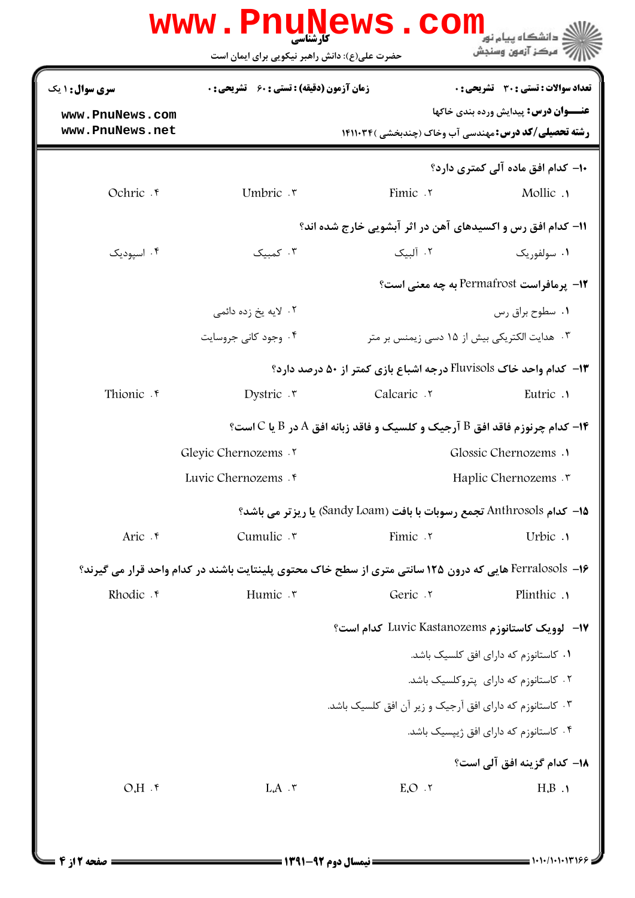**سری سوال:** ۱ یک | **زمان آزمون (دقیقه) : تستی :** ۶۰ **تشریحی :** ۰ | **تعداد سوالات : تستی :** ۳۰ **تشریحی :** ۰

**عنـــوان درس:** پیدایش ورده بندی خاکها

**رشته تحصیلی/کد درس:** مهندسی آب وخاک (چندبخشی )۱۴۱۱۰۳۴

۱۰- کدام افق ماده آلی کمتری دارد؟

۱. Mollic  ۲. Fimic  ۳. Umbric  ۴. Ochric

۱۱- کدام افق رس و اکسیدهای آهن در اثر آبشویی خارج شده اند؟

۱. سولفوریک  ۲. آلبیک  ۳. کمبیک  ۴. اسپودیک

۱۲- پرمافراست Permafrost به چه معنی است؟

۱. سطوح براق رس
۲. لایه یخ زده دائمی
۳. هدایت الکتریکی بیش از ۱۵ دسی زیمنس بر متر
۴. وجود کانی جروسایت

۱۳- کدام واحد خاک Fluvisols درجه اشباع بازی کمتر از ۵۰ درصد دارد؟

۱. Eutric  ۲. Calcaric  ۳. Dystric  ۴. Thionic

۱۴- کدام چرنوزم فاقد افق B آرجیک و کلسیک و فاقد زبانه افق A در B یا C است؟

۱. Glossic Chernozems
۲. Gleyic Chernozems
۳. Haplic Chernozems
۴. Luvic Chernozems

۱۵- کدام Anthrosols تجمع رسوبات با بافت (Sandy Loam) یا ریزتر می باشد؟

۱. Urbic  ۲. Fimic  ۳. Cumulic  ۴. Aric

۱۶- Ferralosols هایی که درون ۱۲۵ سانتی متری از سطح خاک محتوی پلینتایت باشند در کدام واحد قرار می گیرند؟

۱. Plinthic  ۲. Geric  ۳. Humic  ۴. Rhodic

۱۷- لوویک کاستانوزم Luvic Kastanozems کدام است؟

۱. کاستانوزم که دارای افق کلسیک باشد.
۲. کاستانوزم که دارای پتروکلسیک باشد.
۳. کاستانوزم که دارای افق آرجیک و زیر آن افق کلسیک باشد.
۴. کاستانوزم که دارای افق ژیپسیک باشد.

۱۸- کدام گزینه افق آلی است؟

۱. H,B  ۲. E,O  ۳. L,A  ۴. O,H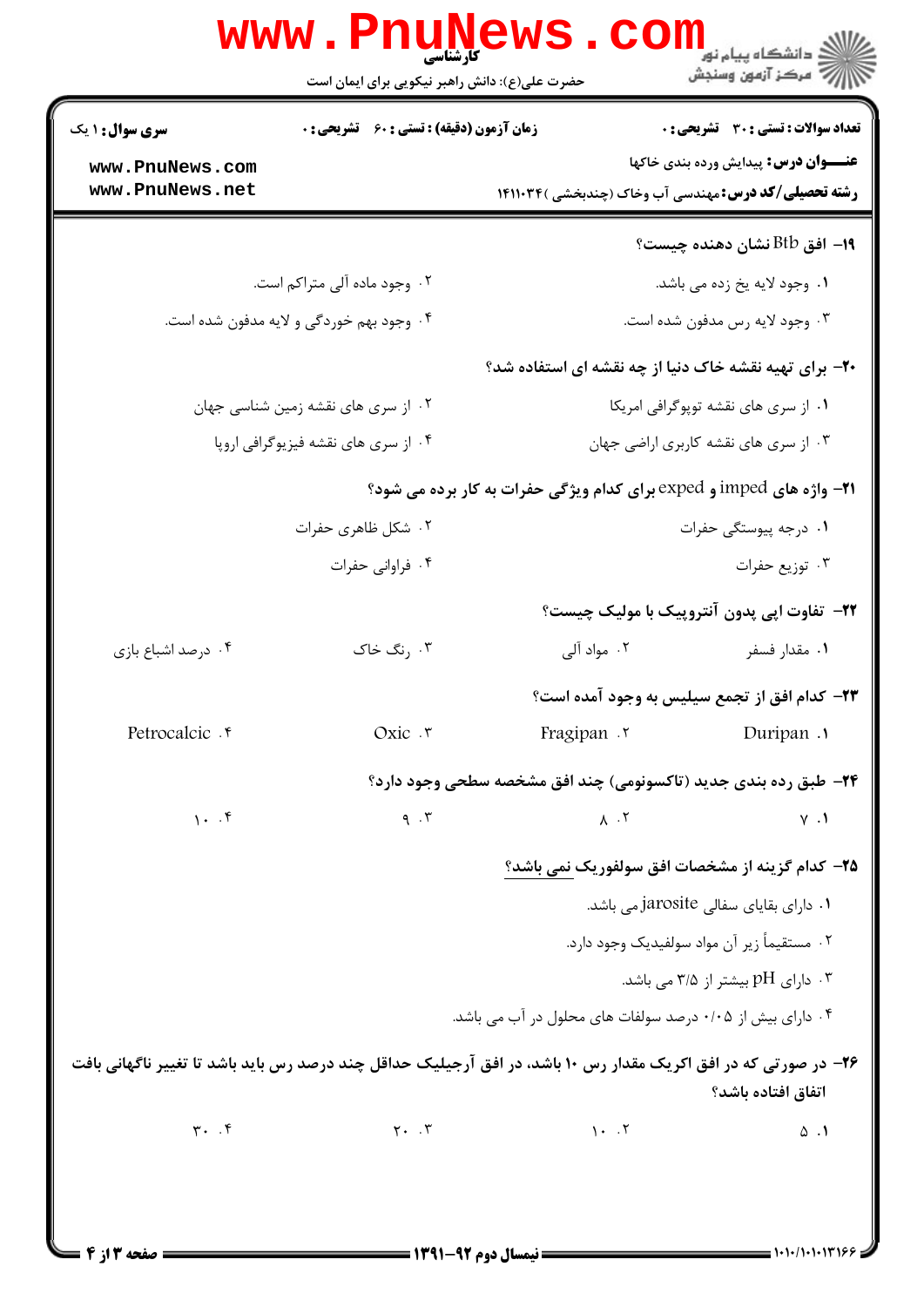**۱۹- افق Btb نشان دهنده چیست؟**

۱. وجود لایه یخ زده می باشد.

۲. وجود ماده آلی متراکم است.

۳. وجود لایه رس مدفون شده است.

۴. وجود بهم خوردگی و لایه مدفون شده است.

**۲۰- برای تهیه نقشه خاک دنیا از چه نقشه ای استفاده شد؟**

۱. از سری های نقشه توپوگرافی امریکا

۲. از سری های نقشه زمین شناسی جهان

۳. از سری های نقشه کاربری اراضی جهان

۴. از سری های نقشه فیزیوگرافی اروپا

**۲۱- واژه های imped و exped برای کدام ویژگی حفرات به کار برده می شود؟**

۱. درجه پیوستگی حفرات

۲. شکل ظاهری حفرات

۳. توزیع حفرات

۴. فراوانی حفرات

**۲۲- تفاوت اپی پدون آنتروپیک با مولیک چیست؟**

۱. مقدار فسفر

۲. مواد آلی

۳. رنگ خاک

۴. درصد اشباع بازی

**۲۳- کدام افق از تجمع سیلیس به وجود آمده است؟**

۱. Duripan

۲. Fragipan

۳. Oxic

۴. Petrocalcic

**۲۴- طبق رده بندی جدید (تاکسونومی) چند افق مشخصه سطحی وجود دارد؟**

۱. ۷

۲. ۸

۳. ۹

۴. ۱۰

**۲۵- کدام گزینه از مشخصات افق سولفوریک نمی باشد؟**

۱. دارای بقایای سفالی jarosite می باشد.

۲. مستقیماً زیر آن مواد سولفیدیک وجود دارد.

۳. دارای pH بیشتر از ۳/۵ می باشد.

۴. دارای بیش از ۰/۰۵ درصد سولفات های محلول در آب می باشد.

**۲۶- در صورتی که در افق اکریک مقدار رس ۱۰ باشد، در افق آرجیلیک حداقل چند درصد رس باید باشد تا تغییر ناگهانی بافت اتفاق افتاده باشد؟**

۱. ۵

۲. ۱۰

۳. ۲۰

۴. ۳۰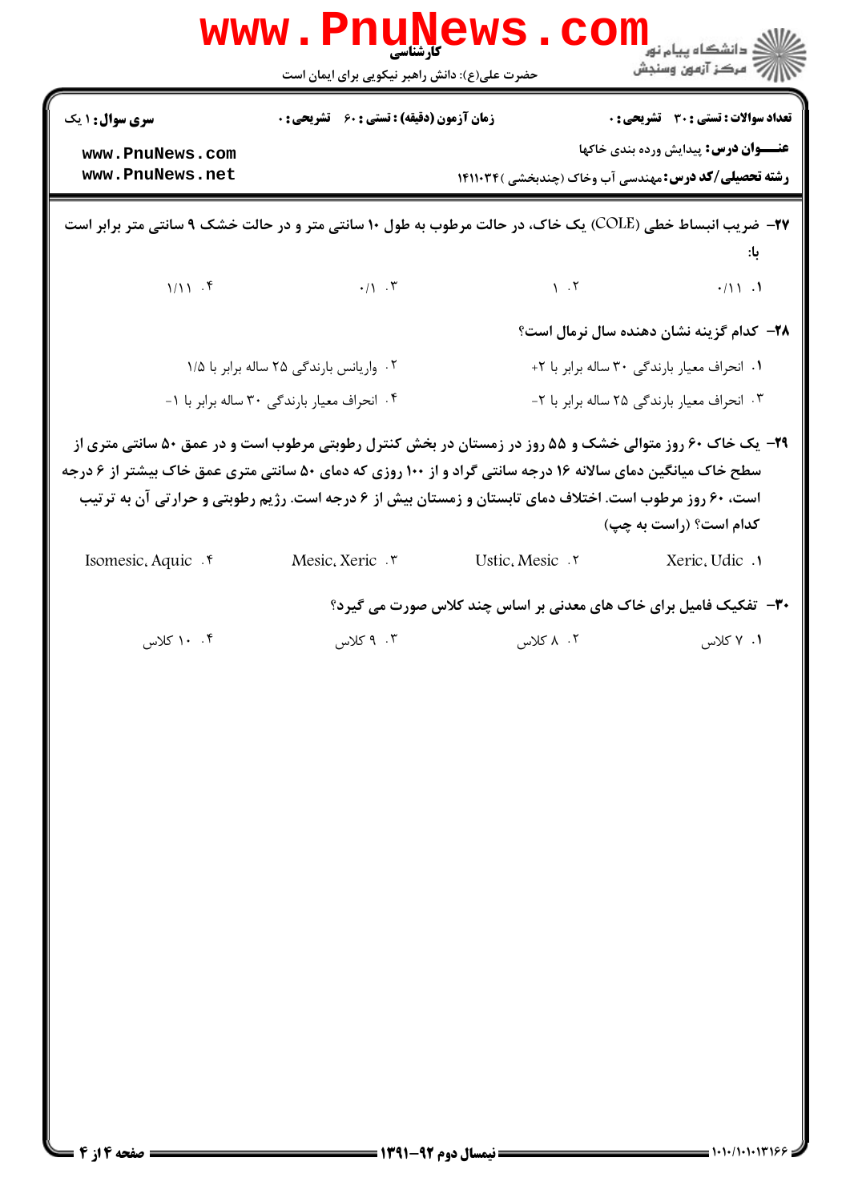**تعداد سوالات : تستی : ۳۰ تشریحی : ۰** | **زمان آزمون (دقیقه) : تستی : ۶۰ تشریحی : ۰** | **سری سوال : ۱ یک**

**عنـــوان درس:** پیدایش ورده بندی خاکها

**رشته تحصیلی/کد درس:** مهندسی آب وخاک (چندبخشی )۱۴۱۱۰۳۴

**۲۷-** ضریب انبساط خطی (COLE) یک خاک، در حالت مرطوب به طول ۱۰ سانتی متر و در حالت خشک ۹ سانتی متر برابر است با:

۱. ۰/۱۱ ۲. ۱ ۳. ۰/۱ ۴. ۱/۱۱

**۲۸-** کدام گزینه نشان دهنده سال نرمال است؟

۱. انحراف معیار بارندگی ۳۰ ساله برابر با ۲+

۲. واریانس بارندگی ۲۵ ساله برابر با ۱/۵

۳. انحراف معیار بارندگی ۲۵ ساله برابر با ۲-

۴. انحراف معیار بارندگی ۳۰ ساله برابر با ۱-

**۲۹-** یک خاک ۶۰ روز متوالی خشک و ۵۵ روز در زمستان در بخش کنترل رطوبتی مرطوب است و در عمق ۵۰ سانتی متری از سطح خاک میانگین دمای سالانه ۱۶ درجه سانتی گراد و از ۱۰۰ روزی که دمای ۵۰ سانتی متری عمق خاک بیشتر از ۶ درجه است، ۶۰ روز مرطوب است. اختلاف دمای تابستان و زمستان بیش از ۶ درجه است. رژیم رطوبتی و حرارتی آن به ترتیب کدام است؟ (راست به چپ)

۱. Xeric, Udic ۲. Ustic, Mesic ۳. Mesic, Xeric ۴. Isomesic, Aquic

**۳۰-** تفکیک فامیل برای خاک های معدنی بر اساس چند کلاس صورت می گیرد؟

۱. ۷ کلاس ۲. ۸ کلاس ۳. ۹ کلاس ۴. ۱۰ کلاس